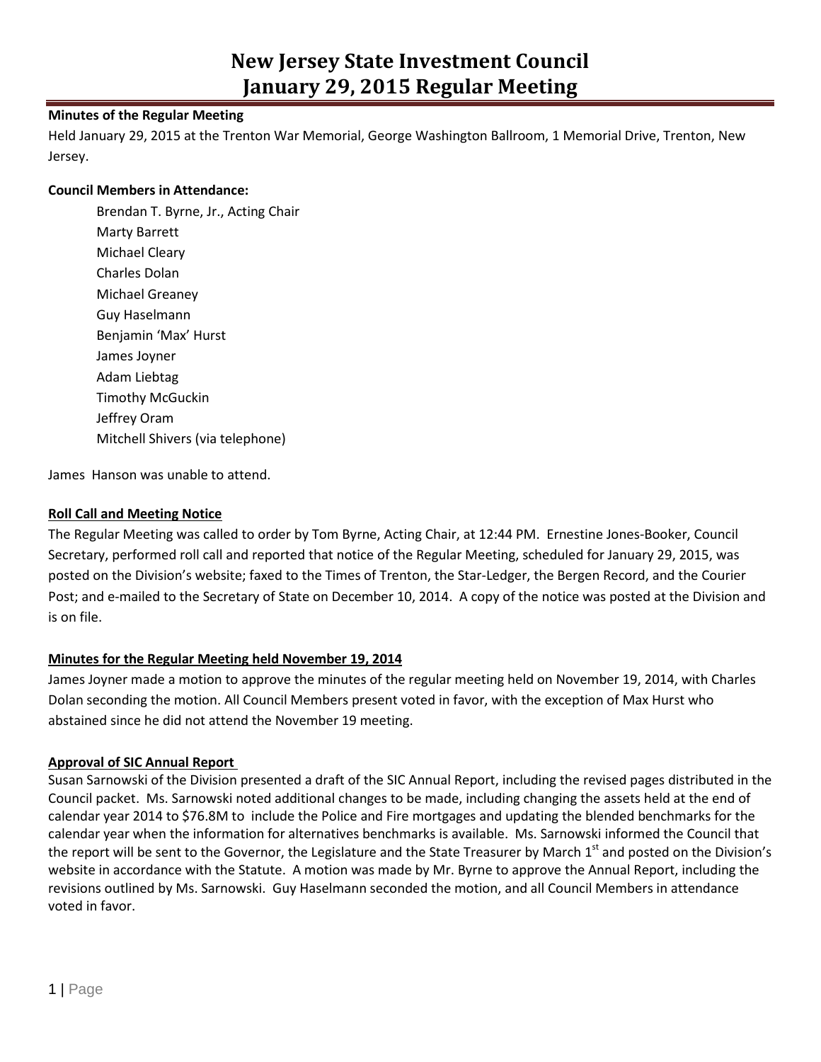# New Jersey State Investment Council
# January 29, 2015 Regular Meeting

**Minutes of the Regular Meeting**

Held January 29, 2015 at the Trenton War Memorial, George Washington Ballroom, 1 Memorial Drive, Trenton, New Jersey.

**Council Members in Attendance:**

Brendan T. Byrne, Jr., Acting Chair
Marty Barrett
Michael Cleary
Charles Dolan
Michael Greaney
Guy Haselmann
Benjamin 'Max' Hurst
James Joyner
Adam Liebtag
Timothy McGuckin
Jeffrey Oram
Mitchell Shivers (via telephone)

James Hanson was unable to attend.

**Roll Call and Meeting Notice**

The Regular Meeting was called to order by Tom Byrne, Acting Chair, at 12:44 PM. Ernestine Jones-Booker, Council Secretary, performed roll call and reported that notice of the Regular Meeting, scheduled for January 29, 2015, was posted on the Division's website; faxed to the Times of Trenton, the Star-Ledger, the Bergen Record, and the Courier Post; and e-mailed to the Secretary of State on December 10, 2014. A copy of the notice was posted at the Division and is on file.

**Minutes for the Regular Meeting held November 19, 2014**

James Joyner made a motion to approve the minutes of the regular meeting held on November 19, 2014, with Charles Dolan seconding the motion. All Council Members present voted in favor, with the exception of Max Hurst who abstained since he did not attend the November 19 meeting.

**Approval of SIC Annual Report**

Susan Sarnowski of the Division presented a draft of the SIC Annual Report, including the revised pages distributed in the Council packet. Ms. Sarnowski noted additional changes to be made, including changing the assets held at the end of calendar year 2014 to $76.8M to include the Police and Fire mortgages and updating the blended benchmarks for the calendar year when the information for alternatives benchmarks is available. Ms. Sarnowski informed the Council that the report will be sent to the Governor, the Legislature and the State Treasurer by March 1st and posted on the Division's website in accordance with the Statute. A motion was made by Mr. Byrne to approve the Annual Report, including the revisions outlined by Ms. Sarnowski. Guy Haselmann seconded the motion, and all Council Members in attendance voted in favor.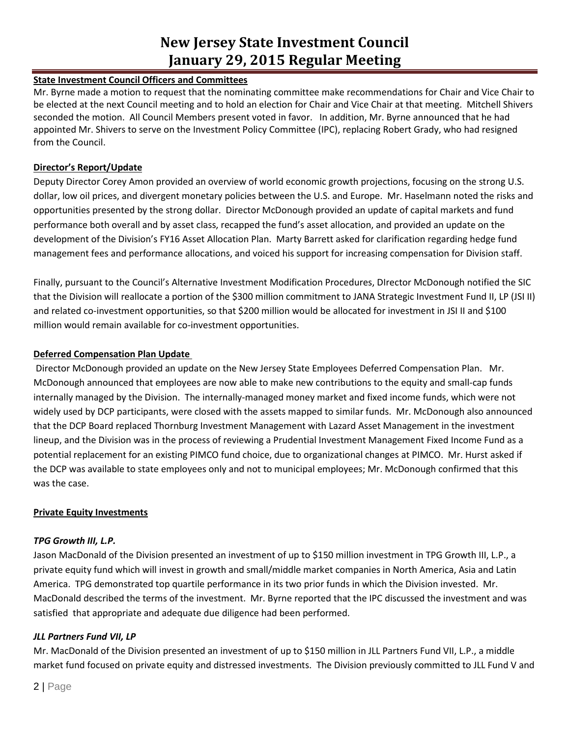**State Investment Council Officers and Committees**

Mr. Byrne made a motion to request that the nominating committee make recommendations for Chair and Vice Chair to be elected at the next Council meeting and to hold an election for Chair and Vice Chair at that meeting. Mitchell Shivers seconded the motion. All Council Members present voted in favor. In addition, Mr. Byrne announced that he had appointed Mr. Shivers to serve on the Investment Policy Committee (IPC), replacing Robert Grady, who had resigned from the Council.

**Director's Report/Update**

Deputy Director Corey Amon provided an overview of world economic growth projections, focusing on the strong U.S. dollar, low oil prices, and divergent monetary policies between the U.S. and Europe. Mr. Haselmann noted the risks and opportunities presented by the strong dollar. Director McDonough provided an update of capital markets and fund performance both overall and by asset class, recapped the fund's asset allocation, and provided an update on the development of the Division's FY16 Asset Allocation Plan. Marty Barrett asked for clarification regarding hedge fund management fees and performance allocations, and voiced his support for increasing compensation for Division staff.

Finally, pursuant to the Council's Alternative Investment Modification Procedures, DIrector McDonough notified the SIC that the Division will reallocate a portion of the $300 million commitment to JANA Strategic Investment Fund II, LP (JSI II) and related co-investment opportunities, so that $200 million would be allocated for investment in JSI II and $100 million would remain available for co-investment opportunities.

**Deferred Compensation Plan Update**

Director McDonough provided an update on the New Jersey State Employees Deferred Compensation Plan. Mr. McDonough announced that employees are now able to make new contributions to the equity and small-cap funds internally managed by the Division. The internally-managed money market and fixed income funds, which were not widely used by DCP participants, were closed with the assets mapped to similar funds. Mr. McDonough also announced that the DCP Board replaced Thornburg Investment Management with Lazard Asset Management in the investment lineup, and the Division was in the process of reviewing a Prudential Investment Management Fixed Income Fund as a potential replacement for an existing PIMCO fund choice, due to organizational changes at PIMCO. Mr. Hurst asked if the DCP was available to state employees only and not to municipal employees; Mr. McDonough confirmed that this was the case.

**Private Equity Investments**

***TPG Growth III, L.P.***

Jason MacDonald of the Division presented an investment of up to $150 million investment in TPG Growth III, L.P., a private equity fund which will invest in growth and small/middle market companies in North America, Asia and Latin America. TPG demonstrated top quartile performance in its two prior funds in which the Division invested. Mr. MacDonald described the terms of the investment. Mr. Byrne reported that the IPC discussed the investment and was satisfied that appropriate and adequate due diligence had been performed.

***JLL Partners Fund VII, LP***

Mr. MacDonald of the Division presented an investment of up to $150 million in JLL Partners Fund VII, L.P., a middle market fund focused on private equity and distressed investments. The Division previously committed to JLL Fund V and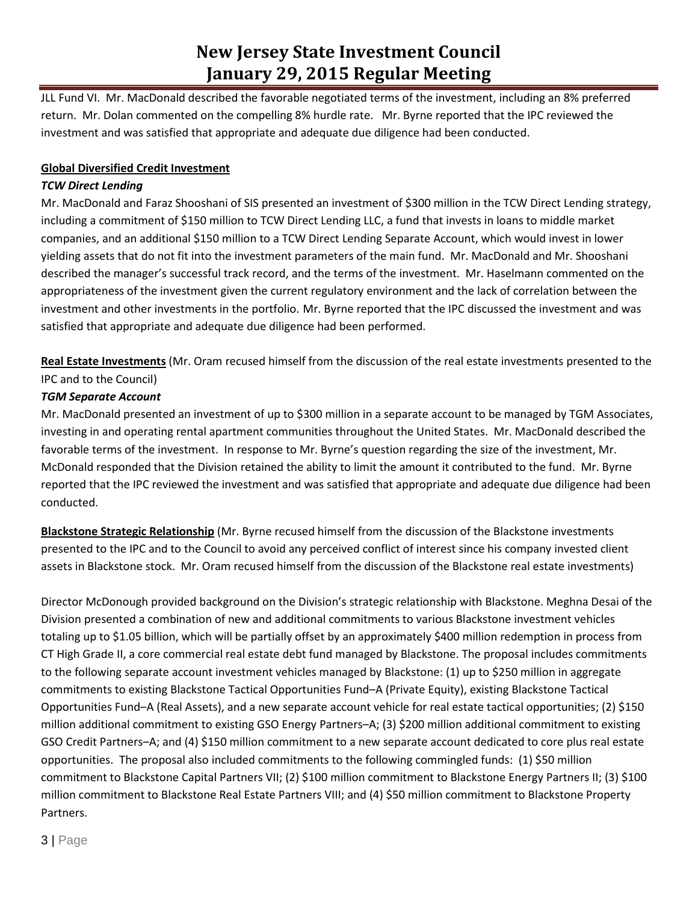JLL Fund VI. Mr. MacDonald described the favorable negotiated terms of the investment, including an 8% preferred return. Mr. Dolan commented on the compelling 8% hurdle rate. Mr. Byrne reported that the IPC reviewed the investment and was satisfied that appropriate and adequate due diligence had been conducted.

**Global Diversified Credit Investment**

***TCW Direct Lending***

Mr. MacDonald and Faraz Shooshani of SIS presented an investment of $300 million in the TCW Direct Lending strategy, including a commitment of $150 million to TCW Direct Lending LLC, a fund that invests in loans to middle market companies, and an additional $150 million to a TCW Direct Lending Separate Account, which would invest in lower yielding assets that do not fit into the investment parameters of the main fund. Mr. MacDonald and Mr. Shooshani described the manager's successful track record, and the terms of the investment. Mr. Haselmann commented on the appropriateness of the investment given the current regulatory environment and the lack of correlation between the investment and other investments in the portfolio. Mr. Byrne reported that the IPC discussed the investment and was satisfied that appropriate and adequate due diligence had been performed.

**Real Estate Investments** (Mr. Oram recused himself from the discussion of the real estate investments presented to the IPC and to the Council)

***TGM Separate Account***

Mr. MacDonald presented an investment of up to $300 million in a separate account to be managed by TGM Associates, investing in and operating rental apartment communities throughout the United States. Mr. MacDonald described the favorable terms of the investment. In response to Mr. Byrne's question regarding the size of the investment, Mr. McDonald responded that the Division retained the ability to limit the amount it contributed to the fund. Mr. Byrne reported that the IPC reviewed the investment and was satisfied that appropriate and adequate due diligence had been conducted.

**Blackstone Strategic Relationship** (Mr. Byrne recused himself from the discussion of the Blackstone investments presented to the IPC and to the Council to avoid any perceived conflict of interest since his company invested client assets in Blackstone stock. Mr. Oram recused himself from the discussion of the Blackstone real estate investments)

Director McDonough provided background on the Division's strategic relationship with Blackstone. Meghna Desai of the Division presented a combination of new and additional commitments to various Blackstone investment vehicles totaling up to $1.05 billion, which will be partially offset by an approximately $400 million redemption in process from CT High Grade II, a core commercial real estate debt fund managed by Blackstone. The proposal includes commitments to the following separate account investment vehicles managed by Blackstone: (1) up to $250 million in aggregate commitments to existing Blackstone Tactical Opportunities Fund–A (Private Equity), existing Blackstone Tactical Opportunities Fund–A (Real Assets), and a new separate account vehicle for real estate tactical opportunities; (2) $150 million additional commitment to existing GSO Energy Partners–A; (3) $200 million additional commitment to existing GSO Credit Partners–A; and (4) $150 million commitment to a new separate account dedicated to core plus real estate opportunities. The proposal also included commitments to the following commingled funds: (1) $50 million commitment to Blackstone Capital Partners VII; (2) $100 million commitment to Blackstone Energy Partners II; (3) $100 million commitment to Blackstone Real Estate Partners VIII; and (4) $50 million commitment to Blackstone Property Partners.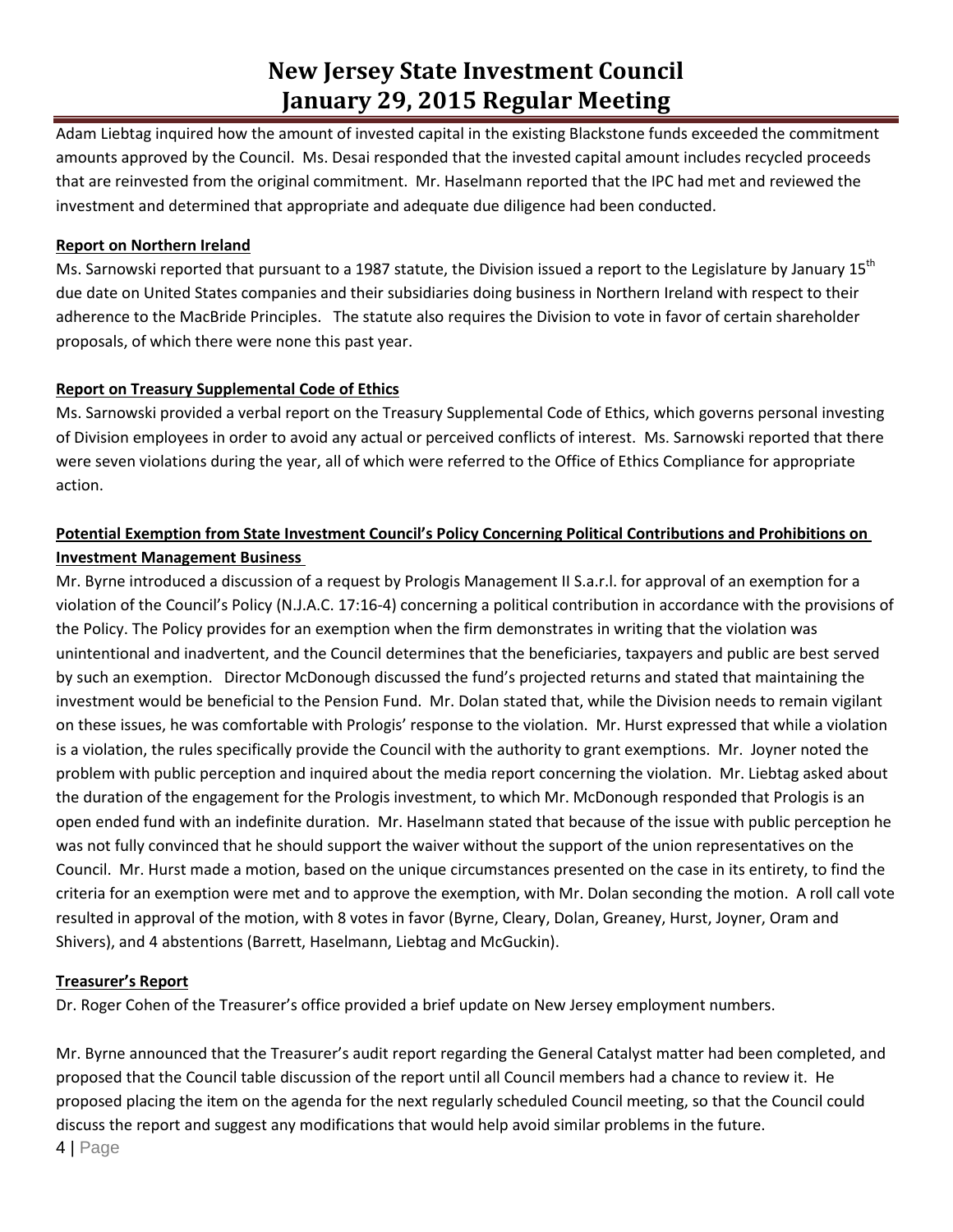Adam Liebtag inquired how the amount of invested capital in the existing Blackstone funds exceeded the commitment amounts approved by the Council. Ms. Desai responded that the invested capital amount includes recycled proceeds that are reinvested from the original commitment. Mr. Haselmann reported that the IPC had met and reviewed the investment and determined that appropriate and adequate due diligence had been conducted.

**Report on Northern Ireland**

Ms. Sarnowski reported that pursuant to a 1987 statute, the Division issued a report to the Legislature by January 15th due date on United States companies and their subsidiaries doing business in Northern Ireland with respect to their adherence to the MacBride Principles. The statute also requires the Division to vote in favor of certain shareholder proposals, of which there were none this past year.

**Report on Treasury Supplemental Code of Ethics**

Ms. Sarnowski provided a verbal report on the Treasury Supplemental Code of Ethics, which governs personal investing of Division employees in order to avoid any actual or perceived conflicts of interest. Ms. Sarnowski reported that there were seven violations during the year, all of which were referred to the Office of Ethics Compliance for appropriate action.

**Potential Exemption from State Investment Council's Policy Concerning Political Contributions and Prohibitions on Investment Management Business**

Mr. Byrne introduced a discussion of a request by Prologis Management II S.a.r.l. for approval of an exemption for a violation of the Council's Policy (N.J.A.C. 17:16-4) concerning a political contribution in accordance with the provisions of the Policy. The Policy provides for an exemption when the firm demonstrates in writing that the violation was unintentional and inadvertent, and the Council determines that the beneficiaries, taxpayers and public are best served by such an exemption. Director McDonough discussed the fund's projected returns and stated that maintaining the investment would be beneficial to the Pension Fund. Mr. Dolan stated that, while the Division needs to remain vigilant on these issues, he was comfortable with Prologis' response to the violation. Mr. Hurst expressed that while a violation is a violation, the rules specifically provide the Council with the authority to grant exemptions. Mr. Joyner noted the problem with public perception and inquired about the media report concerning the violation. Mr. Liebtag asked about the duration of the engagement for the Prologis investment, to which Mr. McDonough responded that Prologis is an open ended fund with an indefinite duration. Mr. Haselmann stated that because of the issue with public perception he was not fully convinced that he should support the waiver without the support of the union representatives on the Council. Mr. Hurst made a motion, based on the unique circumstances presented on the case in its entirety, to find the criteria for an exemption were met and to approve the exemption, with Mr. Dolan seconding the motion. A roll call vote resulted in approval of the motion, with 8 votes in favor (Byrne, Cleary, Dolan, Greaney, Hurst, Joyner, Oram and Shivers), and 4 abstentions (Barrett, Haselmann, Liebtag and McGuckin).

**Treasurer's Report**

Dr. Roger Cohen of the Treasurer's office provided a brief update on New Jersey employment numbers.

Mr. Byrne announced that the Treasurer's audit report regarding the General Catalyst matter had been completed, and proposed that the Council table discussion of the report until all Council members had a chance to review it. He proposed placing the item on the agenda for the next regularly scheduled Council meeting, so that the Council could discuss the report and suggest any modifications that would help avoid similar problems in the future.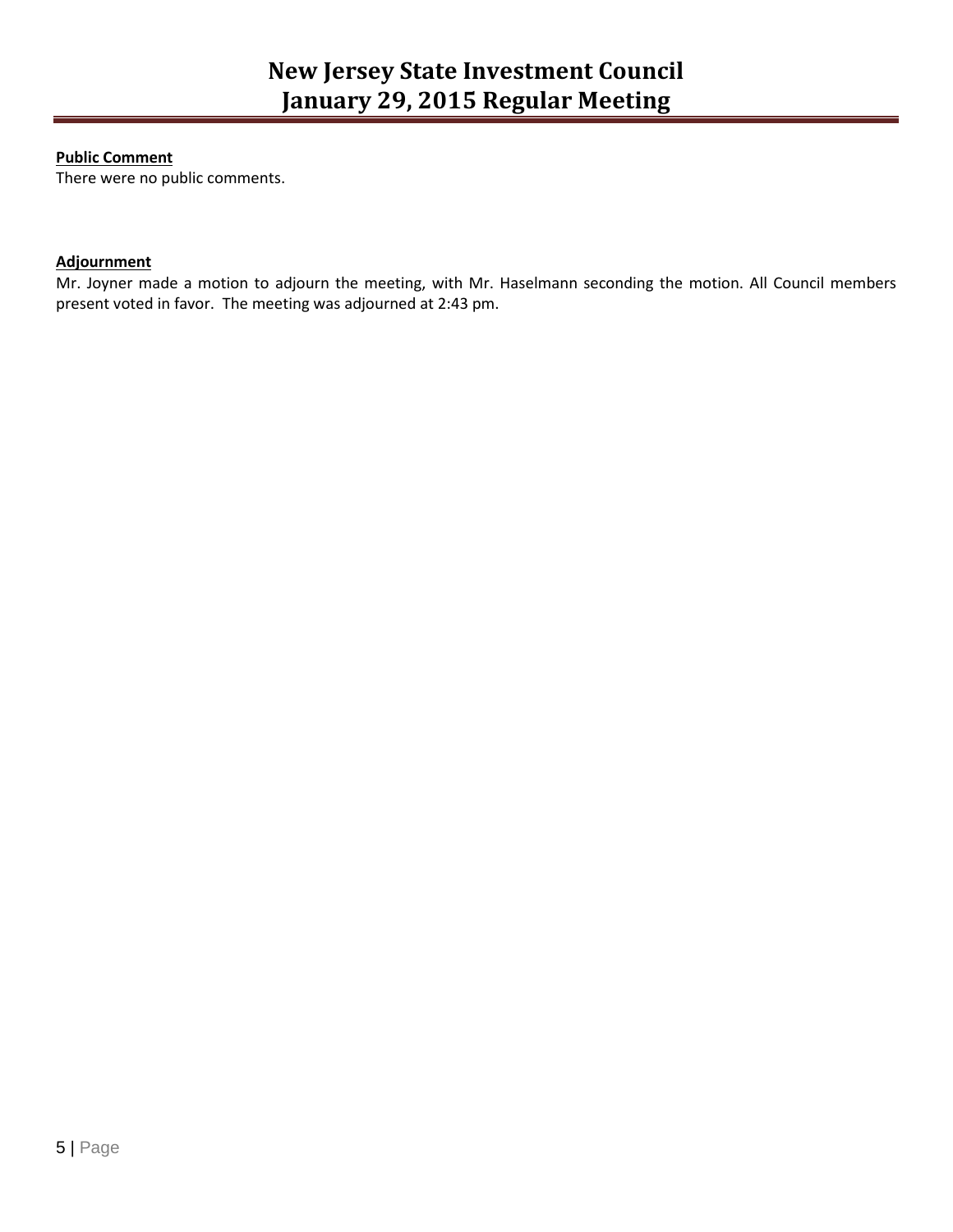**Public Comment**

There were no public comments.

**Adjournment**

Mr. Joyner made a motion to adjourn the meeting, with Mr. Haselmann seconding the motion. All Council members present voted in favor. The meeting was adjourned at 2:43 pm.